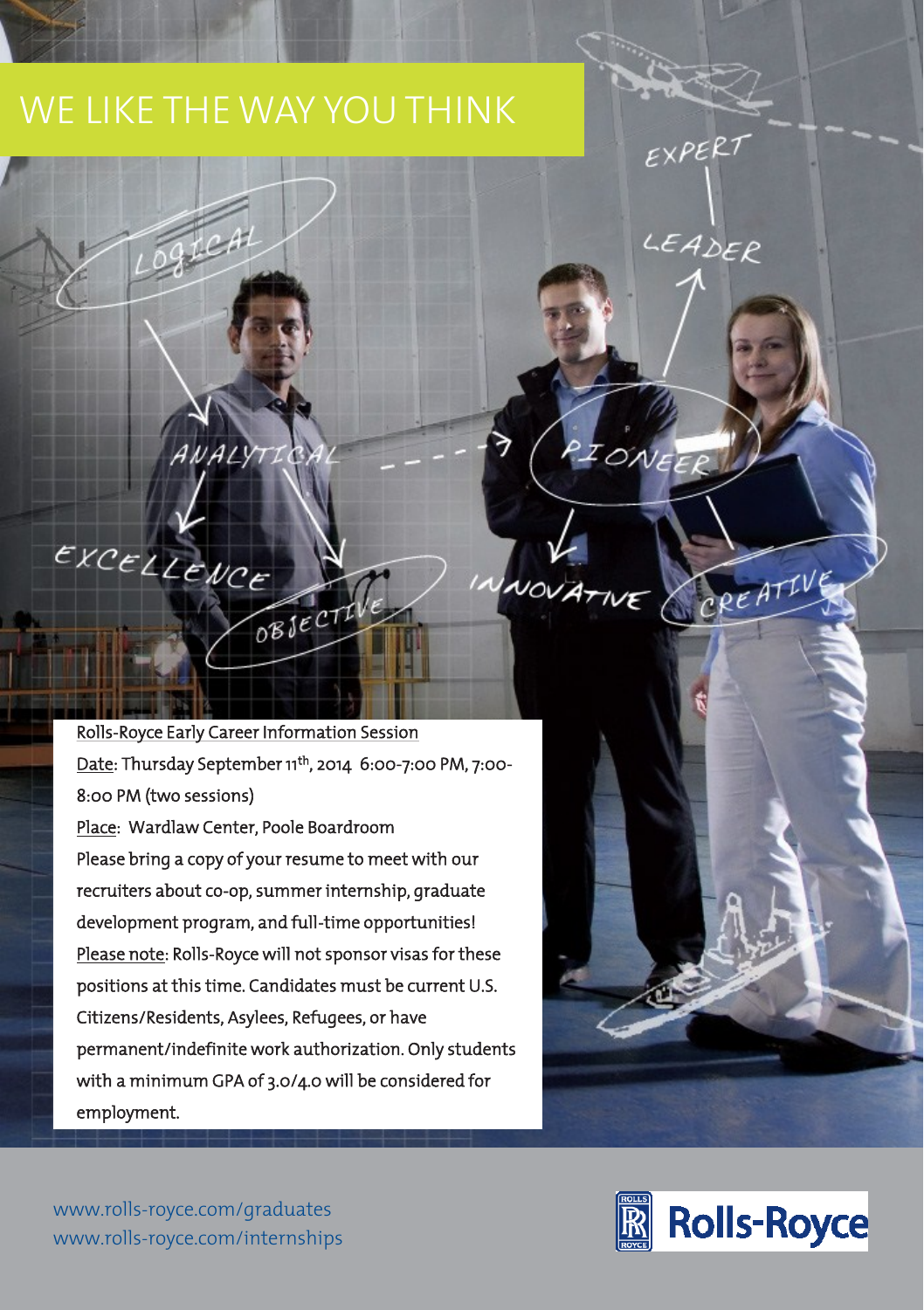# WE LIKE THE WAY YOU THINK

LOGICAL

ANALYTICAL

EXCELLENCE

OBJECTIVE

PIONEER

INNOVATIVE

CREATIVE

LEADER

EXPERT

Rolls-Royce Early Career Information Session

Date: Thursday September 11th, 2014 6:00-7:00 PM, 7:00-8:00 PM (two sessions)

Place: Wardlaw Center, Poole Boardroom

Please bring a copy of your resume to meet with our recruiters about co-op, summer internship, graduate development program, and full-time opportunities!

Please note: Rolls-Royce will not sponsor visas for these positions at this time. Candidates must be current U.S. Citizens/Residents, Asylees, Refugees, or have permanent/indefinite work authorization. Only students with a minimum GPA of 3.0/4.0 will be considered for employment.

www.rolls-royce.com/graduates
www.rolls-royce.com/internships

Rolls-Royce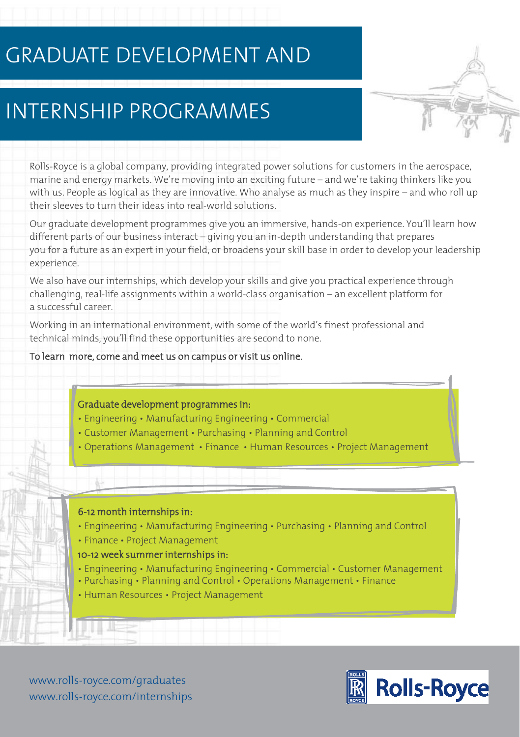# GRADUATE DEVELOPMENT AND INTERNSHIP PROGRAMMES

Rolls-Royce is a global company, providing integrated power solutions for customers in the aerospace, marine and energy markets. We're moving into an exciting future – and we're taking thinkers like you with us. People as logical as they are innovative. Who analyse as much as they inspire – and who roll up their sleeves to turn their ideas into real-world solutions.

Our graduate development programmes give you an immersive, hands-on experience. You'll learn how different parts of our business interact – giving you an in-depth understanding that prepares you for a future as an expert in your field, or broadens your skill base in order to develop your leadership experience.

We also have our internships, which develop your skills and give you practical experience through challenging, real-life assignments within a world-class organisation – an excellent platform for a successful career.

Working in an international environment, with some of the world's finest professional and technical minds, you'll find these opportunities are second to none.

To learn more, come and meet us on campus or visit us online.

**Graduate development programmes in:**

- Engineering • Manufacturing Engineering • Commercial
- Customer Management • Purchasing • Planning and Control
- Operations Management • Finance • Human Resources • Project Management

**6-12 month internships in:**

- Engineering • Manufacturing Engineering • Purchasing • Planning and Control
- Finance • Project Management

**10-12 week summer internships in:**

- Engineering • Manufacturing Engineering • Commercial • Customer Management
- Purchasing • Planning and Control • Operations Management • Finance
- Human Resources • Project Management

www.rolls-royce.com/graduates
www.rolls-royce.com/internships

Rolls-Royce